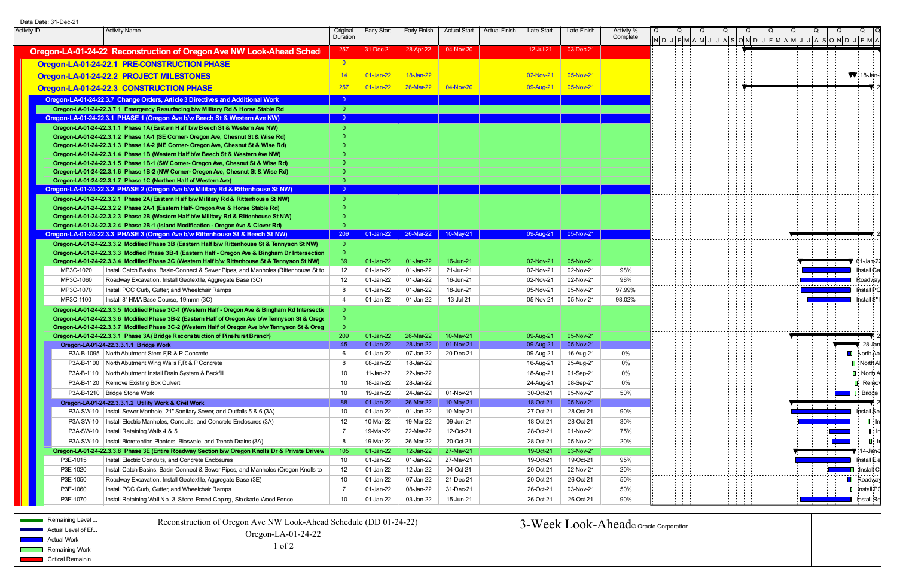Data Date: 31-Dec-21

| Activity ID | Activity Name | Original Duration | Early Start | Early Finish | Actual Start | Actual Finish | Late Start | Late Finish | Activity % Complete |
|---|---|---|---|---|---|---|---|---|---|
| Oregon-LA-01-24-22 | Reconstruction of Oregon Ave NW Look-Ahead Schedule | 257 | 31-Dec-21 | 28-Apr-22 | 04-Nov-20 | | 12-Jul-21 | 03-Dec-21 | |
| Oregon-LA-01-24-22.1 | PRE-CONSTRUCTION PHASE | 0 | | | | | | | |
| Oregon-LA-01-24-22.2 | PROJECT MILESTONES | 14 | 01-Jan-22 | 18-Jan-22 | | | 02-Nov-21 | 05-Nov-21 | |
| Oregon-LA-01-24-22.3 | CONSTRUCTION PHASE | 257 | 01-Jan-22 | 26-Mar-22 | 04-Nov-20 | | 09-Aug-21 | 05-Nov-21 | |
| Oregon-LA-01-24-22.3.7 | Change Orders, Article 3 Directives and Additional Work | 0 | | | | | | | |
| Oregon-LA-01-24-22.3.7.1 | Emergency Resurfacing b/w Military Rd & Horse Stable Rd | 0 | | | | | | | |
| Oregon-LA-01-24-22.3.1 | PHASE 1 (Oregon Ave b/w Beech St & Western Ave NW) | 0 | | | | | | | |
| Oregon-LA-01-24-22.3.1.1 | Phase 1A (Eastern Half b/w Beech St & Western Ave NW) | 0 | | | | | | | |
| Oregon-LA-01-24-22.3.1.2 | Phase 1A-1 (SE Corner- Oregon Ave, Chesnut St & Wise Rd) | 0 | | | | | | | |
| Oregon-LA-01-24-22.3.1.3 | Phase 1A-2 (NE Corner- Oregon Ave, Chesnut St & Wise Rd) | 0 | | | | | | | |
| Oregon-LA-01-24-22.3.1.4 | Phase 1B (Western Half b/w Beech St & Western Ave NW) | 0 | | | | | | | |
| Oregon-LA-01-24-22.3.1.5 | Phase 1B-1 (SW Corner- Oregon Ave, Chesnut St & Wise Rd) | 0 | | | | | | | |
| Oregon-LA-01-24-22.3.1.6 | Phase 1B-2 (NW Corner- Oregon Ave, Chesnut St & Wise Rd) | 0 | | | | | | | |
| Oregon-LA-01-24-22.3.1.7 | Phase 1C (Northen Half of Western Ave) | 0 | | | | | | | |
| Oregon-LA-01-24-22.3.2 | PHASE 2 (Oregon Ave b/w Military Rd & Rittenhouse St NW) | 0 | | | | | | | |
| Oregon-LA-01-24-22.3.2.1 | Phase 2A (Eastern Half b/w Military Rd & Rittenhouse St NW) | 0 | | | | | | | |
| Oregon-LA-01-24-22.3.2.2 | Phase 2A-1 (Eastern Half- Oregon Ave & Horse Stable Rd) | 0 | | | | | | | |
| Oregon-LA-01-24-22.3.2.3 | Phase 2B (Western Half b/w Military Rd & Rittenhouse St NW) | 0 | | | | | | | |
| Oregon-LA-01-24-22.3.2.4 | Phase 2B-1 (Island Modification - Oregon Ave & Clover Rd) | 0 | | | | | | | |
| Oregon-LA-01-24-22.3.3 | PHASE 3 (Oregon Ave b/w Rittenhouse St & Beech St NW) | 209 | 01-Jan-22 | 26-Mar-22 | 10-May-21 | | 09-Aug-21 | 05-Nov-21 | |
| Oregon-LA-01-24-22.3.3.2 | Modified Phase 3B (Eastern Half b/w Rittenhouse St & Tennyson St NW) | 0 | | | | | | | |
| Oregon-LA-01-24-22.3.3.3 | Modfied Phase 3B-1 (Eastern Half - Oregon Ave & Bingham Dr Intersection | 0 | | | | | | | |
| Oregon-LA-01-24-22.3.3.4 | Modified Phase 3C (Western Half b/w Rittenhouse St & Tennyson St NW) | 39 | 01-Jan-22 | 01-Jan-22 | 16-Jun-21 | | 02-Nov-21 | 05-Nov-21 | |
| MP3C-1020 | Install Catch Basins, Basin-Connect & Sewer Pipes, and Manholes (Rittenhouse St to | 12 | 01-Jan-22 | 01-Jan-22 | 21-Jun-21 | | 02-Nov-21 | 02-Nov-21 | 98% |
| MP3C-1060 | Roadway Excavation, Install Geotextile, Aggregate Base (3C) | 12 | 01-Jan-22 | 01-Jan-22 | 16-Jun-21 | | 02-Nov-21 | 02-Nov-21 | 98% |
| MP3C-1070 | Install PCC Curb, Gutter, and Wheelchair Ramps | 8 | 01-Jan-22 | 01-Jan-22 | 18-Jun-21 | | 05-Nov-21 | 05-Nov-21 | 97.99% |
| MP3C-1100 | Install 8" HMA Base Course, 19mmn (3C) | 4 | 01-Jan-22 | 01-Jan-22 | 13-Jul-21 | | 05-Nov-21 | 05-Nov-21 | 98.02% |
| Oregon-LA-01-24-22.3.3.5 | Modified Phase 3C-1 (Western Half - Oregon Ave & Bingham Rd Intersectio | 0 | | | | | | | |
| Oregon-LA-01-24-22.3.3.6 | Modified Phase 3B-2 (Eastern Half of Oregon Ave b/w Tennyson St & Orego | 0 | | | | | | | |
| Oregon-LA-01-24-22.3.3.7 | Modified Phase 3C-2 (Western Half of Oregon Ave b/w Tennyson St & Oreg | 0 | | | | | | | |
| Oregon-LA-01-24-22.3.3.1 | Phase 3A (Bridge Reconstruction of Pinehurst Branch) | 209 | 01-Jan-22 | 26-Mar-22 | 10-May-21 | | 09-Aug-21 | 05-Nov-21 | |
| Oregon-LA-01-24-22.3.3.1.1 | Bridge Work | 45 | 01-Jan-22 | 28-Jan-22 | 01-Nov-21 | | 09-Aug-21 | 05-Nov-21 | |
| P3A-B-1095 | North Abutment Stem F,R & P Concrete | 6 | 01-Jan-22 | 07-Jan-22 | 20-Dec-21 | | 09-Aug-21 | 16-Aug-21 | 0% |
| P3A-B-1100 | North Abutment Wing Walls F,R & P Concrete | 8 | 08-Jan-22 | 18-Jan-22 | | | 16-Aug-21 | 25-Aug-21 | 0% |
| P3A-B-1110 | North Abutment Install Drain System & Backfill | 10 | 11-Jan-22 | 22-Jan-22 | | | 18-Aug-21 | 01-Sep-21 | 0% |
| P3A-B-1120 | Remove Existing Box Culvert | 10 | 18-Jan-22 | 28-Jan-22 | | | 24-Aug-21 | 08-Sep-21 | 0% |
| P3A-B-1210 | Bridge Stone Work | 10 | 19-Jan-22 | 24-Jan-22 | 01-Nov-21 | | 30-Oct-21 | 05-Nov-21 | 50% |
| Oregon-LA-01-24-22.3.3.1.2 | Utility Work & Civil Work | 88 | 01-Jan-22 | 26-Mar-22 | 10-May-21 | | 18-Oct-21 | 05-Nov-21 | |
| P3A-SW-10 | Install Sewer Manhole, 21" Sanitary Sewer, and Outfalls 5 & 6 (3A) | 10 | 01-Jan-22 | 01-Jan-22 | 10-May-21 | | 27-Oct-21 | 28-Oct-21 | 90% |
| P3A-SW-10 | Install Electric Manholes, Conduits, and Concrete Enclosures (3A) | 12 | 10-Mar-22 | 19-Mar-22 | 09-Jun-21 | | 18-Oct-21 | 28-Oct-21 | 30% |
| P3A-SW-10 | Install Retaining Walls 4 & 5 | 7 | 19-Mar-22 | 22-Mar-22 | 12-Oct-21 | | 28-Oct-21 | 01-Nov-21 | 75% |
| P3A-SW-10 | Install Bioretention Planters, Bioswale, and Trench Drains (3A) | 8 | 19-Mar-22 | 26-Mar-22 | 20-Oct-21 | | 28-Oct-21 | 05-Nov-21 | 20% |
| Oregon-LA-01-24-22.3.3.8 | Phase 3E (Entire Roadway Section b/w Oregon Knolls Dr & Private Drivew | 105 | 01-Jan-22 | 12-Jan-22 | 27-May-21 | | 19-Oct-21 | 03-Nov-21 | |
| P3E-1015 | Install Electric Conduits, and Concrete Enclosures | 10 | 01-Jan-22 | 01-Jan-22 | 27-May-21 | | 19-Oct-21 | 19-Oct-21 | 95% |
| P3E-1020 | Install Catch Basins, Basin-Connect & Sewer Pipes, and Manholes (Oregon Knolls to | 12 | 01-Jan-22 | 12-Jan-22 | 04-Oct-21 | | 20-Oct-21 | 02-Nov-21 | 20% |
| P3E-1050 | Roadway Excavation, Install Geotextile, Aggregate Base (3E) | 10 | 01-Jan-22 | 07-Jan-22 | 21-Dec-21 | | 20-Oct-21 | 26-Oct-21 | 50% |
| P3E-1060 | Install PCC Curb, Gutter, and Wheelchair Ramps | 7 | 01-Jan-22 | 08-Jan-22 | 31-Dec-21 | | 26-Oct-21 | 03-Nov-21 | 50% |
| P3E-1070 | Install Retaining Wall No. 3, Stone Faced Coping, Stockade Wood Fence | 10 | 01-Jan-22 | 03-Jan-22 | 15-Jun-21 | | 26-Oct-21 | 26-Oct-21 | 90% |

Legend:
- Remaining Level ...
- Actual Level of Ef...
- Actual Work
- Remaining Work
- Critical Remainin...

Reconstruction of Oregon Ave NW Look-Ahead Schedule (DD 01-24-22)
Oregon-LA-01-24-22

3-Week Look-Ahead © Oracle Corporation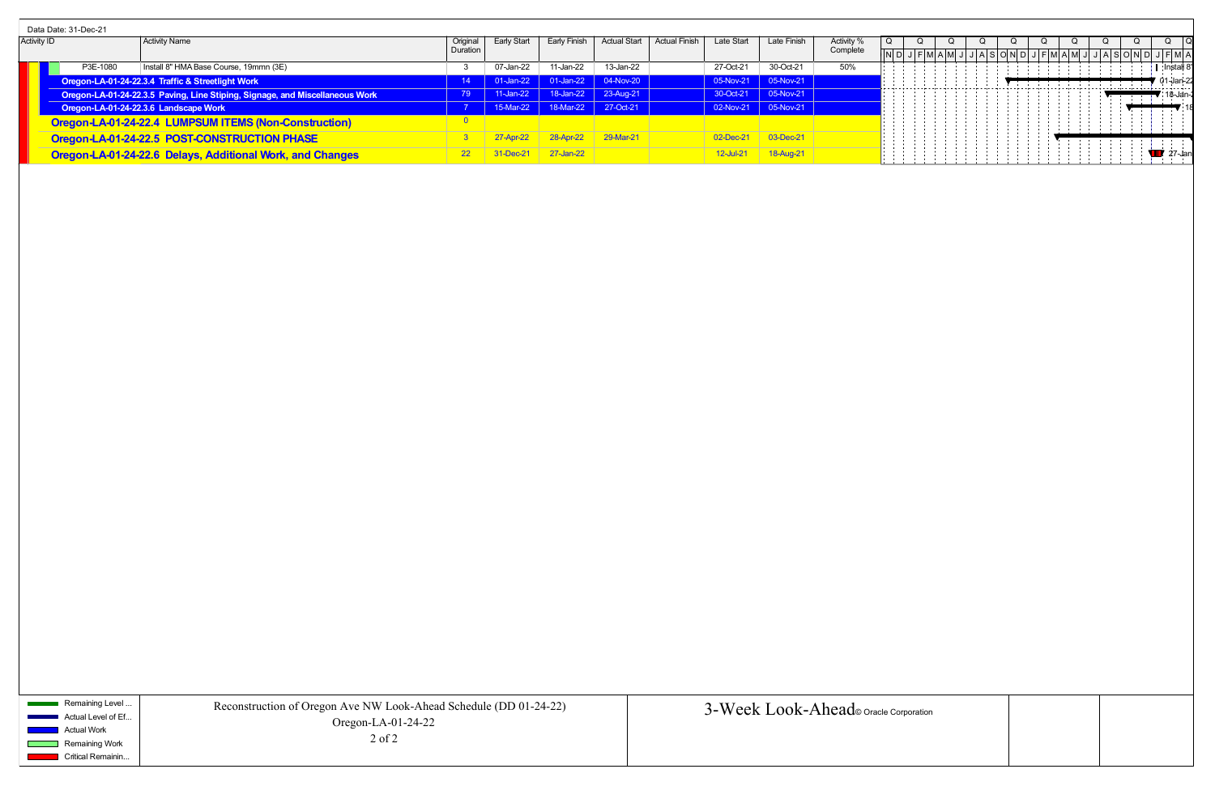Data Date: 31-Dec-21

| Activity ID | Activity Name | Original Duration | Early Start | Early Finish | Actual Start | Actual Finish | Late Start | Late Finish | Activity % Complete |
|---|---|---|---|---|---|---|---|---|---|
| P3E-1080 | Install 8" HMA Base Course, 19mmn (3E) | 3 | 07-Jan-22 | 11-Jan-22 | 13-Jan-22 | | 27-Oct-21 | 30-Oct-21 | 50% |
| **Oregon-LA-01-24-22.3.4 Traffic & Streetlight Work** | | 14 | 01-Jan-22 | 01-Jan-22 | 04-Nov-20 | | 05-Nov-21 | 05-Nov-21 | |
| **Oregon-LA-01-24-22.3.5 Paving, Line Stiping, Signage, and Miscellaneous Work** | | 79 | 11-Jan-22 | 18-Jan-22 | 23-Aug-21 | | 30-Oct-21 | 05-Nov-21 | |
| **Oregon-LA-01-24-22.3.6 Landscape Work** | | 7 | 15-Mar-22 | 18-Mar-22 | 27-Oct-21 | | 02-Nov-21 | 05-Nov-21 | |
| **Oregon-LA-01-24-22.4 LUMPSUM ITEMS (Non-Construction)** | | 0 | | | | | | | |
| **Oregon-LA-01-24-22.5 POST-CONSTRUCTION PHASE** | | 3 | 27-Apr-22 | 28-Apr-22 | 29-Mar-21 | | 02-Dec-21 | 03-Dec-21 | |
| **Oregon-LA-01-24-22.6 Delays, Additional Work, and Changes** | | 22 | 31-Dec-21 | 27-Jan-22 | | | 12-Jul-21 | 18-Aug-21 | |

Legend: Remaining Level ... | Actual Level of Ef... | Actual Work | Remaining Work | Critical Remainin...

Reconstruction of Oregon Ave NW Look-Ahead Schedule (DD 01-24-22)
Oregon-LA-01-24-22

3-Week Look-Ahead © Oracle Corporation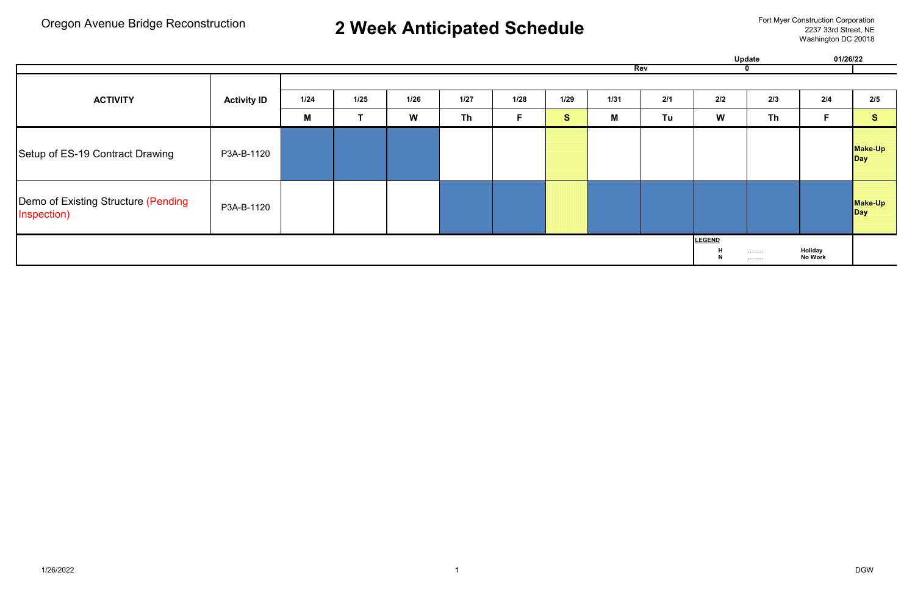Oregon Avenue Bridge Reconstruction

# 2 Week Anticipated Schedule

Fort Myer Construction Corporation
2237 33rd Street, NE
Washington DC 20018

Update 01/26/22
Rev 0

| ACTIVITY | Activity ID | 1/24 | 1/25 | 1/26 | 1/27 | 1/28 | 1/29 | 1/31 | 2/1 | 2/2 | 2/3 | 2/4 | 2/5 |
|---|---|---|---|---|---|---|---|---|---|---|---|---|---|
| | | M | T | W | Th | F | S | M | Tu | W | Th | F | S |
| Setup of ES-19 Contract Drawing | P3A-B-1120 | ■ | ■ | ■ | | | | | | | | | Make-Up Day |
| Demo of Existing Structure (Pending Inspection) | P3A-B-1120 | | | | ■ | ■ | | ■ | ■ | ■ | ■ | ■ | Make-Up Day |

**LEGEND**

H ........ Holiday
N ........ No Work

1/26/2022

DGW